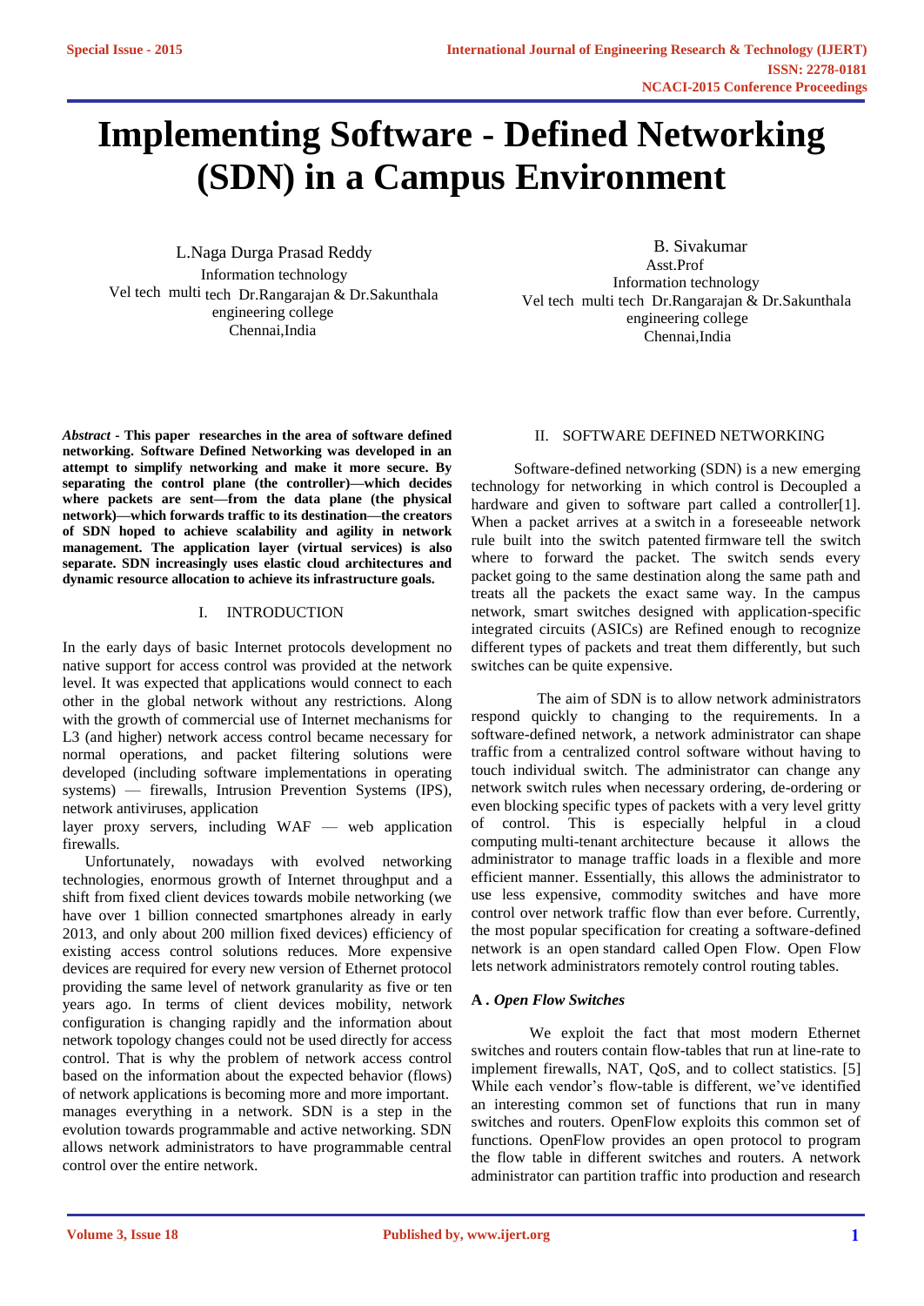# Implementing Software - Defined Networking (SDN) in a Campus Environment

L.Naga Durga Prasad Reddy
Information technology
Vel tech multi tech Dr.Rangarajan & Dr.Sakunthala engineering college
Chennai,India

B. Sivakumar
Asst.Prof
Information technology
Vel tech multi tech Dr.Rangarajan & Dr.Sakunthala engineering college
Chennai,India

***Abstract* - This paper researches in the area of software defined networking. Software Defined Networking was developed in an attempt to simplify networking and make it more secure. By separating the control plane (the controller)—which decides where packets are sent—from the data plane (the physical network)—which forwards traffic to its destination—the creators of SDN hoped to achieve scalability and agility in network management. The application layer (virtual services) is also separate. SDN increasingly uses elastic cloud architectures and dynamic resource allocation to achieve its infrastructure goals.**

## I. INTRODUCTION

In the early days of basic Internet protocols development no native support for access control was provided at the network level. It was expected that applications would connect to each other in the global network without any restrictions. Along with the growth of commercial use of Internet mechanisms for L3 (and higher) network access control became necessary for normal operations, and packet filtering solutions were developed (including software implementations in operating systems) — firewalls, Intrusion Prevention Systems (IPS), network antiviruses, application layer proxy servers, including WAF — web application firewalls.

Unfortunately, nowadays with evolved networking technologies, enormous growth of Internet throughput and a shift from fixed client devices towards mobile networking (we have over 1 billion connected smartphones already in early 2013, and only about 200 million fixed devices) efficiency of existing access control solutions reduces. More expensive devices are required for every new version of Ethernet protocol providing the same level of network granularity as five or ten years ago. In terms of client devices mobility, network configuration is changing rapidly and the information about network topology changes could not be used directly for access control. That is why the problem of network access control based on the information about the expected behavior (flows) of network applications is becoming more and more important. manages everything in a network. SDN is a step in the evolution towards programmable and active networking. SDN allows network administrators to have programmable central control over the entire network.

## II. SOFTWARE DEFINED NETWORKING

Software-defined networking (SDN) is a new emerging technology for networking in which control is Decoupled a hardware and given to software part called a controller[1]. When a packet arrives at a switch in a foreseeable network rule built into the switch patented firmware tell the switch where to forward the packet. The switch sends every packet going to the same destination along the same path and treats all the packets the exact same way. In the campus network, smart switches designed with application-specific integrated circuits (ASICs) are Refined enough to recognize different types of packets and treat them differently, but such switches can be quite expensive.

The aim of SDN is to allow network administrators respond quickly to changing to the requirements. In a software-defined network, a network administrator can shape traffic from a centralized control software without having to touch individual switch. The administrator can change any network switch rules when necessary ordering, de-ordering or even blocking specific types of packets with a very level gritty of control. This is especially helpful in a cloud computing multi-tenant architecture because it allows the administrator to manage traffic loads in a flexible and more efficient manner. Essentially, this allows the administrator to use less expensive, commodity switches and have more control over network traffic flow than ever before. Currently, the most popular specification for creating a software-defined network is an open standard called Open Flow. Open Flow lets network administrators remotely control routing tables.

### A . *Open Flow Switches*

We exploit the fact that most modern Ethernet switches and routers contain flow-tables that run at line-rate to implement firewalls, NAT, QoS, and to collect statistics. [5] While each vendor's flow-table is different, we've identified an interesting common set of functions that run in many switches and routers. OpenFlow exploits this common set of functions. OpenFlow provides an open protocol to program the flow table in different switches and routers. A network administrator can partition traffic into production and research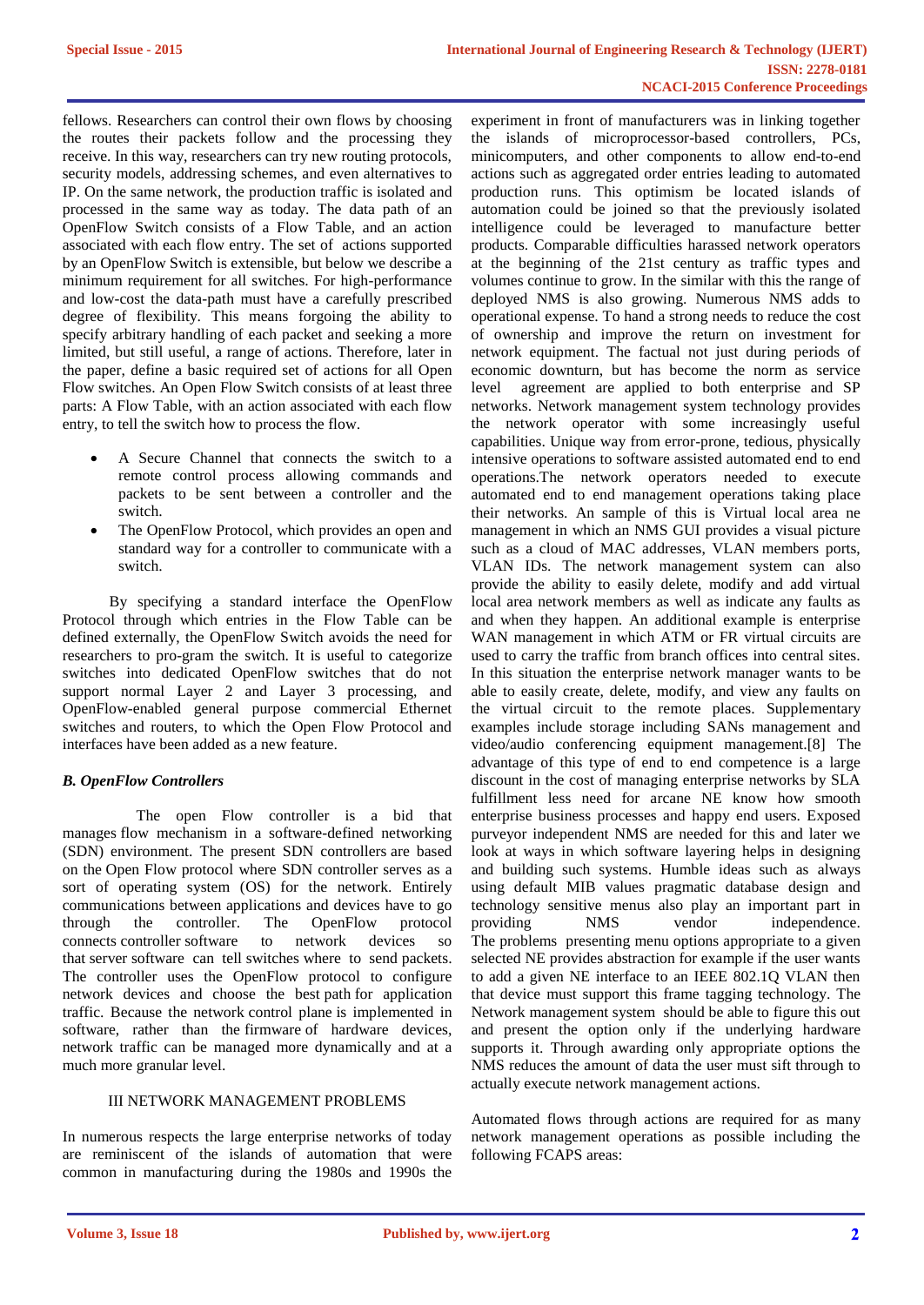fellows. Researchers can control their own flows by choosing the routes their packets follow and the processing they receive. In this way, researchers can try new routing protocols, security models, addressing schemes, and even alternatives to IP. On the same network, the production traffic is isolated and processed in the same way as today. The data path of an OpenFlow Switch consists of a Flow Table, and an action associated with each flow entry. The set of actions supported by an OpenFlow Switch is extensible, but below we describe a minimum requirement for all switches. For high-performance and low-cost the data-path must have a carefully prescribed degree of flexibility. This means forgoing the ability to specify arbitrary handling of each packet and seeking a more limited, but still useful, a range of actions. Therefore, later in the paper, define a basic required set of actions for all Open Flow switches. An Open Flow Switch consists of at least three parts: A Flow Table, with an action associated with each flow entry, to tell the switch how to process the flow.

- A Secure Channel that connects the switch to a remote control process allowing commands and packets to be sent between a controller and the switch.
- The OpenFlow Protocol, which provides an open and standard way for a controller to communicate with a switch.

By specifying a standard interface the OpenFlow Protocol through which entries in the Flow Table can be defined externally, the OpenFlow Switch avoids the need for researchers to pro-gram the switch. It is useful to categorize switches into dedicated OpenFlow switches that do not support normal Layer 2 and Layer 3 processing, and OpenFlow-enabled general purpose commercial Ethernet switches and routers, to which the Open Flow Protocol and interfaces have been added as a new feature.

### *B. OpenFlow Controllers*

The open Flow controller is a bid that manages flow mechanism in a software-defined networking (SDN) environment. The present SDN controllers are based on the Open Flow protocol where SDN controller serves as a sort of operating system (OS) for the network. Entirely communications between applications and devices have to go through the controller. The OpenFlow protocol connects controller software to network devices so that server software can tell switches where to send packets. The controller uses the OpenFlow protocol to configure network devices and choose the best path for application traffic. Because the network control plane is implemented in software, rather than the firmware of hardware devices, network traffic can be managed more dynamically and at a much more granular level.

## III NETWORK MANAGEMENT PROBLEMS

In numerous respects the large enterprise networks of today are reminiscent of the islands of automation that were common in manufacturing during the 1980s and 1990s the experiment in front of manufacturers was in linking together the islands of microprocessor-based controllers, PCs, minicomputers, and other components to allow end-to-end actions such as aggregated order entries leading to automated production runs. This optimism be located islands of automation could be joined so that the previously isolated intelligence could be leveraged to manufacture better products. Comparable difficulties harassed network operators at the beginning of the 21st century as traffic types and volumes continue to grow. In the similar with this the range of deployed NMS is also growing. Numerous NMS adds to operational expense. To hand a strong needs to reduce the cost of ownership and improve the return on investment for network equipment. The factual not just during periods of economic downturn, but has become the norm as service level agreement are applied to both enterprise and SP networks. Network management system technology provides the network operator with some increasingly useful capabilities. Unique way from error-prone, tedious, physically intensive operations to software assisted automated end to end operations.The network operators needed to execute automated end to end management operations taking place their networks. An sample of this is Virtual local area ne management in which an NMS GUI provides a visual picture such as a cloud of MAC addresses, VLAN members ports, VLAN IDs. The network management system can also provide the ability to easily delete, modify and add virtual local area network members as well as indicate any faults as and when they happen. An additional example is enterprise WAN management in which ATM or FR virtual circuits are used to carry the traffic from branch offices into central sites. In this situation the enterprise network manager wants to be able to easily create, delete, modify, and view any faults on the virtual circuit to the remote places. Supplementary examples include storage including SANs management and video/audio conferencing equipment management.[8] The advantage of this type of end to end competence is a large discount in the cost of managing enterprise networks by SLA fulfillment less need for arcane NE know how smooth enterprise business processes and happy end users. Exposed purveyor independent NMS are needed for this and later we look at ways in which software layering helps in designing and building such systems. Humble ideas such as always using default MIB values pragmatic database design and technology sensitive menus also play an important part in providing NMS vendor independence. The problems presenting menu options appropriate to a given selected NE provides abstraction for example if the user wants to add a given NE interface to an IEEE 802.1Q VLAN then that device must support this frame tagging technology. The Network management system should be able to figure this out and present the option only if the underlying hardware supports it. Through awarding only appropriate options the NMS reduces the amount of data the user must sift through to actually execute network management actions.

Automated flows through actions are required for as many network management operations as possible including the following FCAPS areas: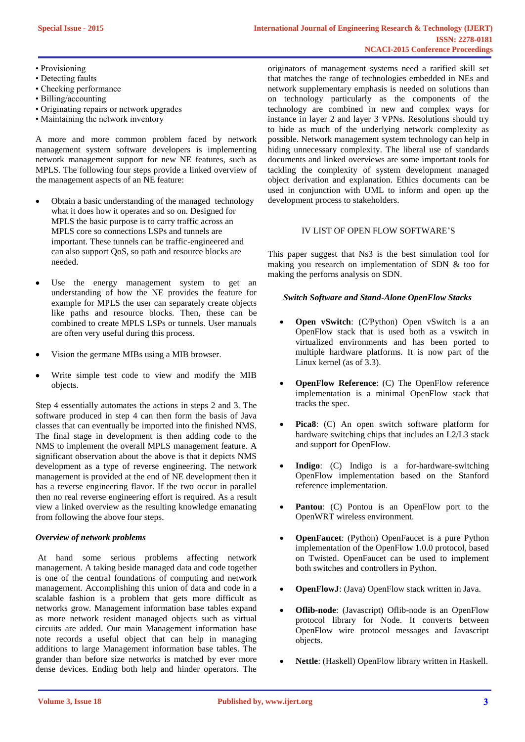- Provisioning
- Detecting faults
- Checking performance
- Billing/accounting
- Originating repairs or network upgrades
- Maintaining the network inventory

A more and more common problem faced by network management system software developers is implementing network management support for new NE features, such as MPLS. The following four steps provide a linked overview of the management aspects of an NE feature:

- Obtain a basic understanding of the managed technology what it does how it operates and so on. Designed for MPLS the basic purpose is to carry traffic across an MPLS core so connections LSPs and tunnels are important. These tunnels can be traffic-engineered and can also support QoS, so path and resource blocks are needed.
- Use the energy management system to get an understanding of how the NE provides the feature for example for MPLS the user can separately create objects like paths and resource blocks. Then, these can be combined to create MPLS LSPs or tunnels. User manuals are often very useful during this process.
- Vision the germane MIBs using a MIB browser.
- Write simple test code to view and modify the MIB objects.

Step 4 essentially automates the actions in steps 2 and 3. The software produced in step 4 can then form the basis of Java classes that can eventually be imported into the finished NMS. The final stage in development is then adding code to the NMS to implement the overall MPLS management feature. A significant observation about the above is that it depicts NMS development as a type of reverse engineering. The network management is provided at the end of NE development then it has a reverse engineering flavor. If the two occur in parallel then no real reverse engineering effort is required. As a result view a linked overview as the resulting knowledge emanating from following the above four steps.

### *Overview of network problems*

At hand some serious problems affecting network management. A taking beside managed data and code together is one of the central foundations of computing and network management. Accomplishing this union of data and code in a scalable fashion is a problem that gets more difficult as networks grow. Management information base tables expand as more network resident managed objects such as virtual circuits are added. Our main Management information base note records a useful object that can help in managing additions to large Management information base tables. The grander than before size networks is matched by ever more dense devices. Ending both help and hinder operators. The originators of management systems need a rarified skill set that matches the range of technologies embedded in NEs and network supplementary emphasis is needed on solutions than on technology particularly as the components of the technology are combined in new and complex ways for instance in layer 2 and layer 3 VPNs. Resolutions should try to hide as much of the underlying network complexity as possible. Network management system technology can help in hiding unnecessary complexity. The liberal use of standards documents and linked overviews are some important tools for tackling the complexity of system development managed object derivation and explanation. Ethics documents can be used in conjunction with UML to inform and open up the development process to stakeholders.

## IV LIST OF OPEN FLOW SOFTWARE'S

This paper suggest that Ns3 is the best simulation tool for making you research on implementation of SDN & too for making the perforns analysis on SDN.

### *Switch Software and Stand-Alone OpenFlow Stacks*

- **Open vSwitch**: (C/Python) Open vSwitch is a an OpenFlow stack that is used both as a vswitch in virtualized environments and has been ported to multiple hardware platforms. It is now part of the Linux kernel (as of 3.3).
- **OpenFlow Reference**: (C) The OpenFlow reference implementation is a minimal OpenFlow stack that tracks the spec.
- **Pica8**: (C) An open switch software platform for hardware switching chips that includes an L2/L3 stack and support for OpenFlow.
- **Indigo**: (C) Indigo is a for-hardware-switching OpenFlow implementation based on the Stanford reference implementation.
- **Pantou**: (C) Pontou is an OpenFlow port to the OpenWRT wireless environment.
- **OpenFaucet**: (Python) OpenFaucet is a pure Python implementation of the OpenFlow 1.0.0 protocol, based on Twisted. OpenFaucet can be used to implement both switches and controllers in Python.
- **OpenFlowJ**: (Java) OpenFlow stack written in Java.
- **Oflib-node**: (Javascript) Oflib-node is an OpenFlow protocol library for Node. It converts between OpenFlow wire protocol messages and Javascript objects.
- **Nettle**: (Haskell) OpenFlow library written in Haskell.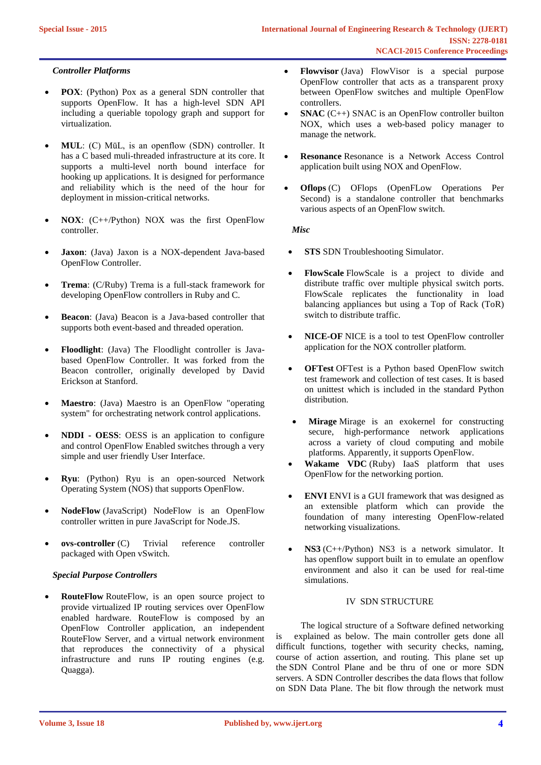*Controller Platforms*

- **POX**: (Python) Pox as a general SDN controller that supports OpenFlow. It has a high-level SDN API including a queriable topology graph and support for virtualization.

- **MUL**: (C) MūL, is an openflow (SDN) controller. It has a C based muli-threaded infrastructure at its core. It supports a multi-level north bound interface for hooking up applications. It is designed for performance and reliability which is the need of the hour for deployment in mission-critical networks.

- **NOX**: (C++/Python) NOX was the first OpenFlow controller.

- **Jaxon**: (Java) Jaxon is a NOX-dependent Java-based OpenFlow Controller.

- **Trema**: (C/Ruby) Trema is a full-stack framework for developing OpenFlow controllers in Ruby and C.

- **Beacon**: (Java) Beacon is a Java-based controller that supports both event-based and threaded operation.

- **Floodlight**: (Java) The Floodlight controller is Java-based OpenFlow Controller. It was forked from the Beacon controller, originally developed by David Erickson at Stanford.

- **Maestro**: (Java) Maestro is an OpenFlow "operating system" for orchestrating network control applications.

- **NDDI - OESS**: OESS is an application to configure and control OpenFlow Enabled switches through a very simple and user friendly User Interface.

- **Ryu**: (Python) Ryu is an open-sourced Network Operating System (NOS) that supports OpenFlow.

- **NodeFlow** (JavaScript) NodeFlow is an OpenFlow controller written in pure JavaScript for Node.JS.

- **ovs-controller** (C) Trivial reference controller packaged with Open vSwitch.

*Special Purpose Controllers*

- **RouteFlow** RouteFlow, is an open source project to provide virtualized IP routing services over OpenFlow enabled hardware. RouteFlow is composed by an OpenFlow Controller application, an independent RouteFlow Server, and a virtual network environment that reproduces the connectivity of a physical infrastructure and runs IP routing engines (e.g. Quagga).

- **Flowvisor** (Java) FlowVisor is a special purpose OpenFlow controller that acts as a transparent proxy between OpenFlow switches and multiple OpenFlow controllers.

- **SNAC** (C++) SNAC is an OpenFlow controller builton NOX, which uses a web-based policy manager to manage the network.

- **Resonance** Resonance is a Network Access Control application built using NOX and OpenFlow.

- **Oflops** (C) OFlops (OpenFLow Operations Per Second) is a standalone controller that benchmarks various aspects of an OpenFlow switch.

*Misc*

- **STS** SDN Troubleshooting Simulator.

- **FlowScale** FlowScale is a project to divide and distribute traffic over multiple physical switch ports. FlowScale replicates the functionality in load balancing appliances but using a Top of Rack (ToR) switch to distribute traffic.

- **NICE-OF** NICE is a tool to test OpenFlow controller application for the NOX controller platform.

- **OFTest** OFTest is a Python based OpenFlow switch test framework and collection of test cases. It is based on unittest which is included in the standard Python distribution.

- **Mirage** Mirage is an exokernel for constructing secure, high-performance network applications across a variety of cloud computing and mobile platforms. Apparently, it supports OpenFlow.

- **Wakame VDC** (Ruby) IaaS platform that uses OpenFlow for the networking portion.

- **ENVI** ENVI is a GUI framework that was designed as an extensible platform which can provide the foundation of many interesting OpenFlow-related networking visualizations.

- **NS3** (C++/Python) NS3 is a network simulator. It has openflow support built in to emulate an openflow environment and also it can be used for real-time simulations.

## IV SDN STRUCTURE

The logical structure of a Software defined networking is explained as below. The main controller gets done all difficult functions, together with security checks, naming, course of action assertion, and routing. This plane set up the SDN Control Plane and be thru of one or more SDN servers. A SDN Controller describes the data flows that follow on SDN Data Plane. The bit flow through the network must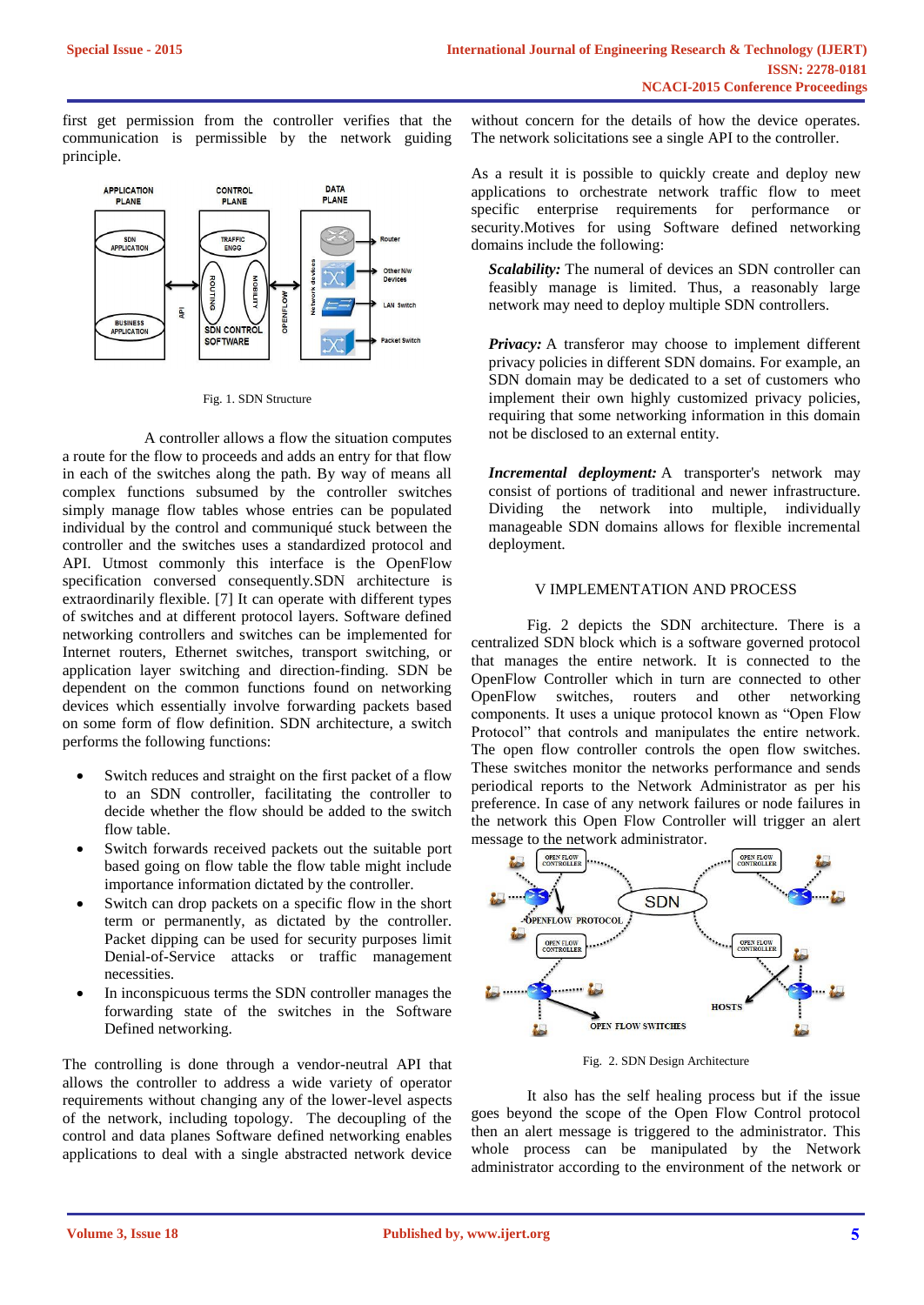first get permission from the controller verifies that the communication is permissible by the network guiding principle.

Fig. 1. SDN Structure

A controller allows a flow the situation computes a route for the flow to proceeds and adds an entry for that flow in each of the switches along the path. By way of means all complex functions subsumed by the controller switches simply manage flow tables whose entries can be populated individual by the control and communiqué stuck between the controller and the switches uses a standardized protocol and API. Utmost commonly this interface is the OpenFlow specification conversed consequently.SDN architecture is extraordinarily flexible. [7] It can operate with different types of switches and at different protocol layers. Software defined networking controllers and switches can be implemented for Internet routers, Ethernet switches, transport switching, or application layer switching and direction-finding. SDN be dependent on the common functions found on networking devices which essentially involve forwarding packets based on some form of flow definition. SDN architecture, a switch performs the following functions:

- Switch reduces and straight on the first packet of a flow to an SDN controller, facilitating the controller to decide whether the flow should be added to the switch flow table.
- Switch forwards received packets out the suitable port based going on flow table the flow table might include importance information dictated by the controller.
- Switch can drop packets on a specific flow in the short term or permanently, as dictated by the controller. Packet dipping can be used for security purposes limit Denial-of-Service attacks or traffic management necessities.
- In inconspicuous terms the SDN controller manages the forwarding state of the switches in the Software Defined networking.

The controlling is done through a vendor-neutral API that allows the controller to address a wide variety of operator requirements without changing any of the lower-level aspects of the network, including topology. The decoupling of the control and data planes Software defined networking enables applications to deal with a single abstracted network device without concern for the details of how the device operates. The network solicitations see a single API to the controller.

As a result it is possible to quickly create and deploy new applications to orchestrate network traffic flow to meet specific enterprise requirements for performance or security.Motives for using Software defined networking domains include the following:

***Scalability:*** The numeral of devices an SDN controller can feasibly manage is limited. Thus, a reasonably large network may need to deploy multiple SDN controllers.

***Privacy:*** A transferor may choose to implement different privacy policies in different SDN domains. For example, an SDN domain may be dedicated to a set of customers who implement their own highly customized privacy policies, requiring that some networking information in this domain not be disclosed to an external entity.

***Incremental deployment:*** A transporter's network may consist of portions of traditional and newer infrastructure. Dividing the network into multiple, individually manageable SDN domains allows for flexible incremental deployment.

## V IMPLEMENTATION AND PROCESS

Fig. 2 depicts the SDN architecture. There is a centralized SDN block which is a software governed protocol that manages the entire network. It is connected to the OpenFlow Controller which in turn are connected to other OpenFlow switches, routers and other networking components. It uses a unique protocol known as "Open Flow Protocol" that controls and manipulates the entire network. The open flow controller controls the open flow switches. These switches monitor the networks performance and sends periodical reports to the Network Administrator as per his preference. In case of any network failures or node failures in the network this Open Flow Controller will trigger an alert message to the network administrator.

Fig. 2. SDN Design Architecture

It also has the self healing process but if the issue goes beyond the scope of the Open Flow Control protocol then an alert message is triggered to the administrator. This whole process can be manipulated by the Network administrator according to the environment of the network or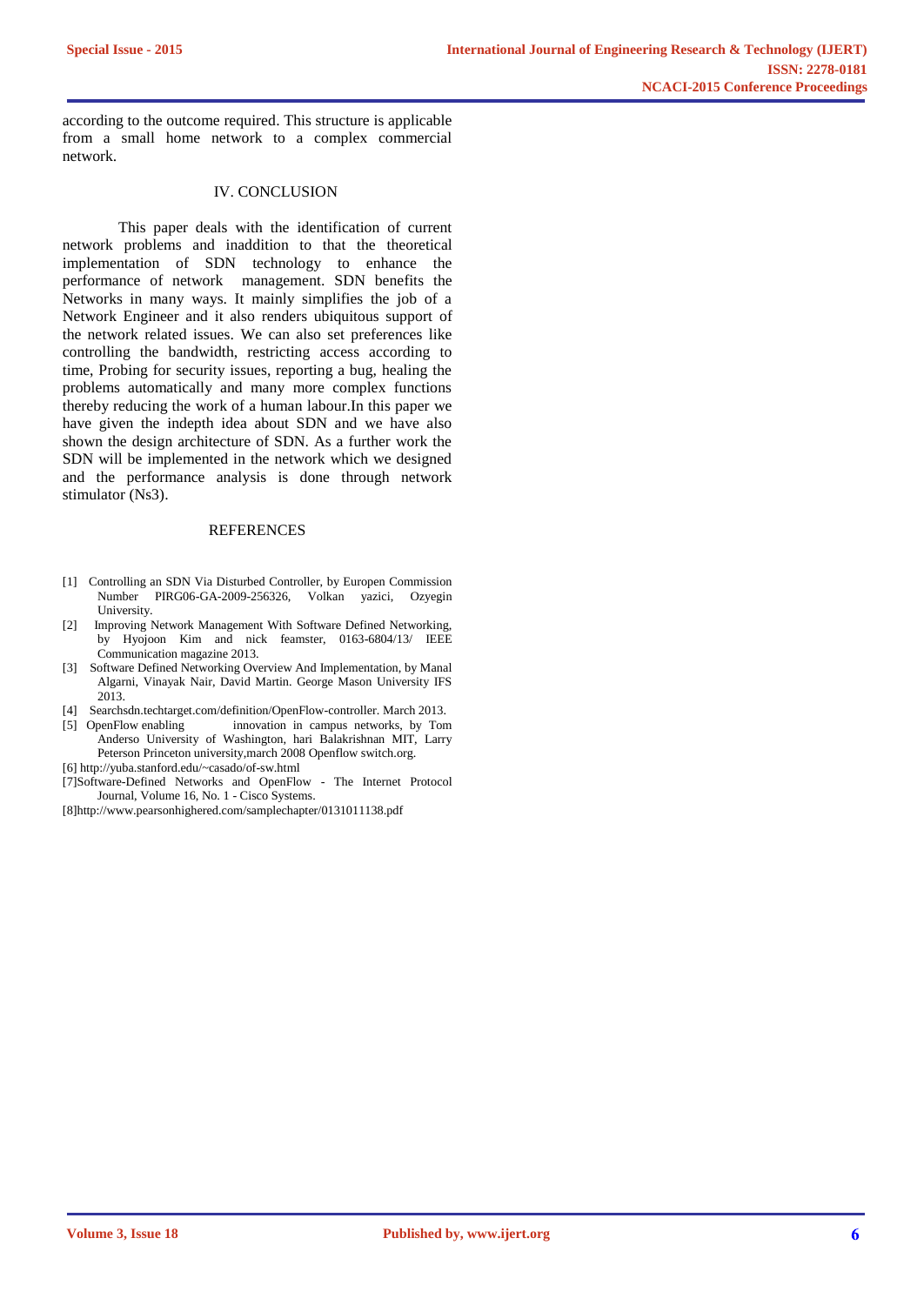according to the outcome required. This structure is applicable from a small home network to a complex commercial network.

## IV. CONCLUSION

This paper deals with the identification of current network problems and inaddition to that the theoretical implementation of SDN technology to enhance the performance of network management. SDN benefits the Networks in many ways. It mainly simplifies the job of a Network Engineer and it also renders ubiquitous support of the network related issues. We can also set preferences like controlling the bandwidth, restricting access according to time, Probing for security issues, reporting a bug, healing the problems automatically and many more complex functions thereby reducing the work of a human labour.In this paper we have given the indepth idea about SDN and we have also shown the design architecture of SDN. As a further work the SDN will be implemented in the network which we designed and the performance analysis is done through network stimulator (Ns3).

## REFERENCES

[1] Controlling an SDN Via Disturbed Controller, by Europen Commission Number PIRG06-GA-2009-256326, Volkan yazici, Ozyegin University.

[2] Improving Network Management With Software Defined Networking, by Hyojoon Kim and nick feamster, 0163-6804/13/ IEEE Communication magazine 2013.

[3] Software Defined Networking Overview And Implementation, by Manal Algarni, Vinayak Nair, David Martin. George Mason University IFS 2013.

[4] Searchsdn.techtarget.com/definition/OpenFlow-controller. March 2013.

[5] OpenFlow enabling innovation in campus networks, by Tom Anderso University of Washington, hari Balakrishnan MIT, Larry Peterson Princeton university,march 2008 Openflow switch.org.

[6] http://yuba.stanford.edu/~casado/of-sw.html

[7]Software-Defined Networks and OpenFlow - The Internet Protocol Journal, Volume 16, No. 1 - Cisco Systems.

[8]http://www.pearsonhighered.com/samplechapter/0131011138.pdf